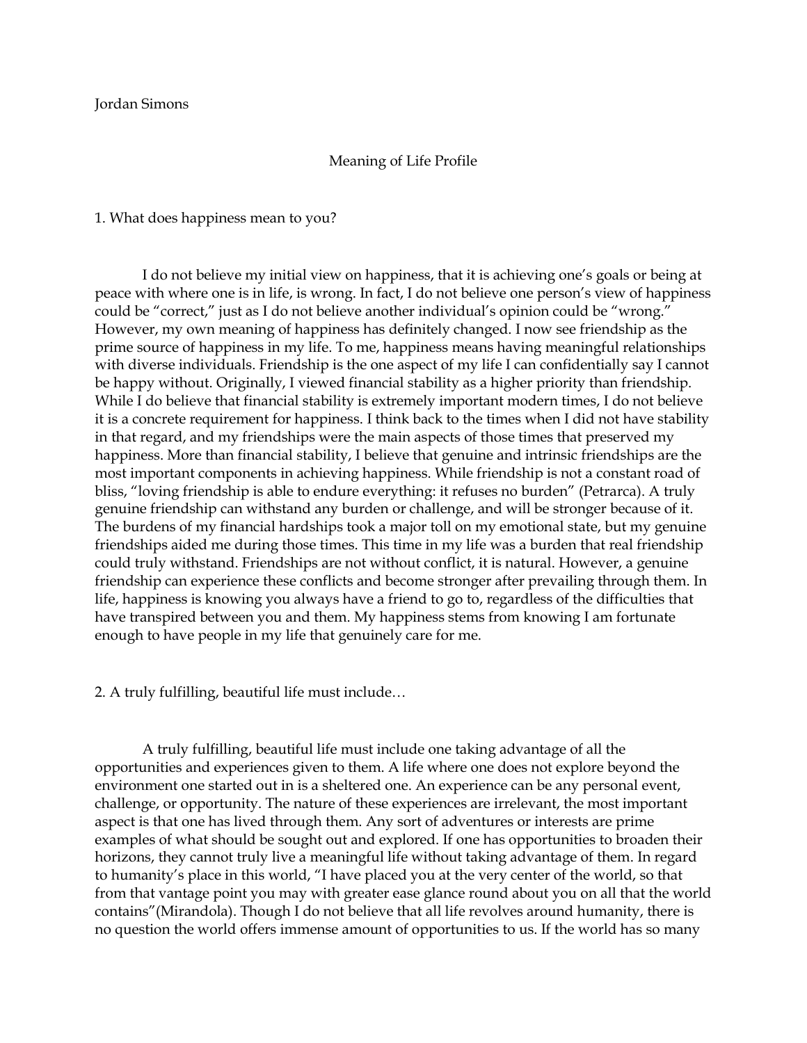Jordan Simons

# Meaning of Life Profile

1. What does happiness mean to you?

I do not believe my initial view on happiness, that it is achieving one's goals or being at peace with where one is in life, is wrong. In fact, I do not believe one person's view of happiness could be "correct," just as I do not believe another individual's opinion could be "wrong." However, my own meaning of happiness has definitely changed. I now see friendship as the prime source of happiness in my life. To me, happiness means having meaningful relationships with diverse individuals. Friendship is the one aspect of my life I can confidentially say I cannot be happy without. Originally, I viewed financial stability as a higher priority than friendship. While I do believe that financial stability is extremely important modern times, I do not believe it is a concrete requirement for happiness. I think back to the times when I did not have stability in that regard, and my friendships were the main aspects of those times that preserved my happiness. More than financial stability, I believe that genuine and intrinsic friendships are the most important components in achieving happiness. While friendship is not a constant road of bliss, "loving friendship is able to endure everything: it refuses no burden" (Petrarca). A truly genuine friendship can withstand any burden or challenge, and will be stronger because of it. The burdens of my financial hardships took a major toll on my emotional state, but my genuine friendships aided me during those times. This time in my life was a burden that real friendship could truly withstand. Friendships are not without conflict, it is natural. However, a genuine friendship can experience these conflicts and become stronger after prevailing through them. In life, happiness is knowing you always have a friend to go to, regardless of the difficulties that have transpired between you and them. My happiness stems from knowing I am fortunate enough to have people in my life that genuinely care for me.

2. A truly fulfilling, beautiful life must include…

A truly fulfilling, beautiful life must include one taking advantage of all the opportunities and experiences given to them. A life where one does not explore beyond the environment one started out in is a sheltered one. An experience can be any personal event, challenge, or opportunity. The nature of these experiences are irrelevant, the most important aspect is that one has lived through them. Any sort of adventures or interests are prime examples of what should be sought out and explored. If one has opportunities to broaden their horizons, they cannot truly live a meaningful life without taking advantage of them. In regard to humanity's place in this world, "I have placed you at the very center of the world, so that from that vantage point you may with greater ease glance round about you on all that the world contains"(Mirandola). Though I do not believe that all life revolves around humanity, there is no question the world offers immense amount of opportunities to us. If the world has so many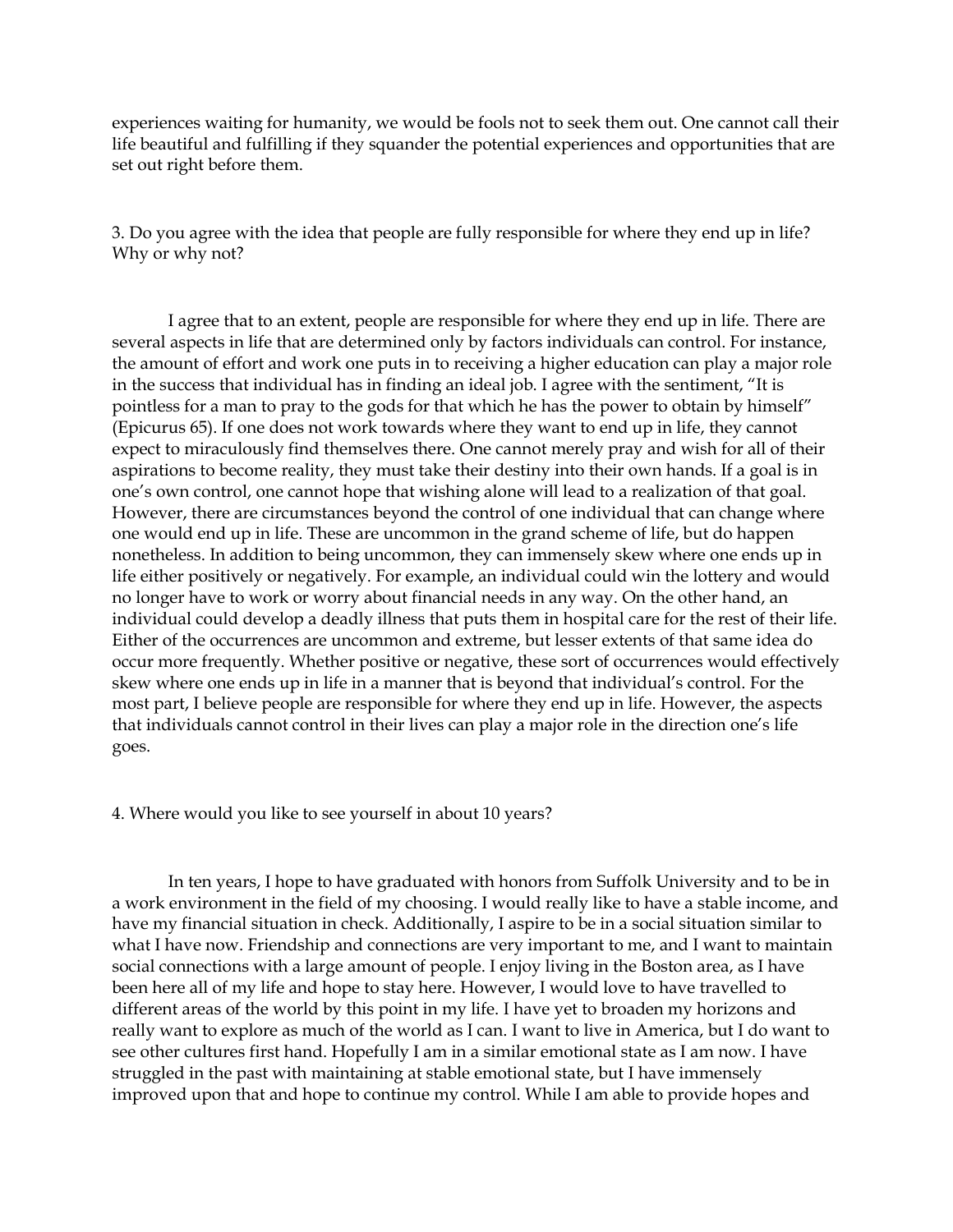experiences waiting for humanity, we would be fools not to seek them out. One cannot call their life beautiful and fulfilling if they squander the potential experiences and opportunities that are set out right before them.

3. Do you agree with the idea that people are fully responsible for where they end up in life? Why or why not?

I agree that to an extent, people are responsible for where they end up in life. There are several aspects in life that are determined only by factors individuals can control. For instance, the amount of effort and work one puts in to receiving a higher education can play a major role in the success that individual has in finding an ideal job. I agree with the sentiment, "It is pointless for a man to pray to the gods for that which he has the power to obtain by himself" (Epicurus 65). If one does not work towards where they want to end up in life, they cannot expect to miraculously find themselves there. One cannot merely pray and wish for all of their aspirations to become reality, they must take their destiny into their own hands. If a goal is in one's own control, one cannot hope that wishing alone will lead to a realization of that goal. However, there are circumstances beyond the control of one individual that can change where one would end up in life. These are uncommon in the grand scheme of life, but do happen nonetheless. In addition to being uncommon, they can immensely skew where one ends up in life either positively or negatively. For example, an individual could win the lottery and would no longer have to work or worry about financial needs in any way. On the other hand, an individual could develop a deadly illness that puts them in hospital care for the rest of their life. Either of the occurrences are uncommon and extreme, but lesser extents of that same idea do occur more frequently. Whether positive or negative, these sort of occurrences would effectively skew where one ends up in life in a manner that is beyond that individual's control. For the most part, I believe people are responsible for where they end up in life. However, the aspects that individuals cannot control in their lives can play a major role in the direction one's life goes.

4. Where would you like to see yourself in about 10 years?

In ten years, I hope to have graduated with honors from Suffolk University and to be in a work environment in the field of my choosing. I would really like to have a stable income, and have my financial situation in check. Additionally, I aspire to be in a social situation similar to what I have now. Friendship and connections are very important to me, and I want to maintain social connections with a large amount of people. I enjoy living in the Boston area, as I have been here all of my life and hope to stay here. However, I would love to have travelled to different areas of the world by this point in my life. I have yet to broaden my horizons and really want to explore as much of the world as I can. I want to live in America, but I do want to see other cultures first hand. Hopefully I am in a similar emotional state as I am now. I have struggled in the past with maintaining at stable emotional state, but I have immensely improved upon that and hope to continue my control. While I am able to provide hopes and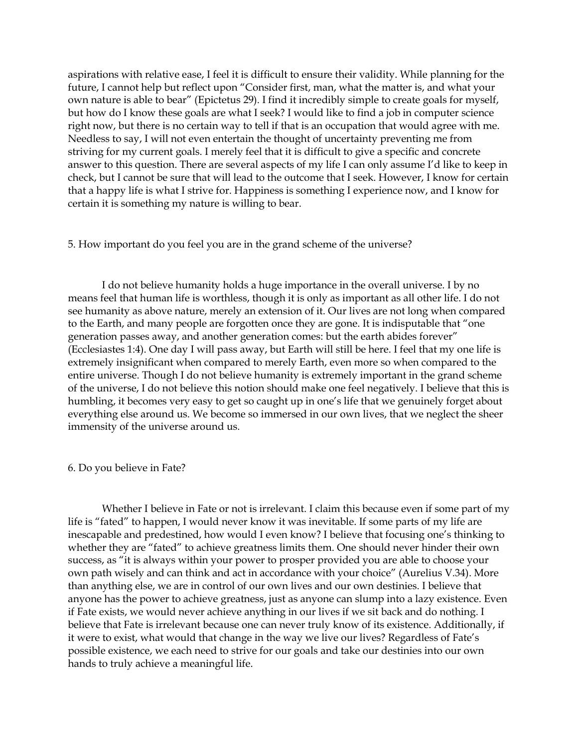aspirations with relative ease, I feel it is difficult to ensure their validity. While planning for the future, I cannot help but reflect upon "Consider first, man, what the matter is, and what your own nature is able to bear" (Epictetus 29). I find it incredibly simple to create goals for myself, but how do I know these goals are what I seek? I would like to find a job in computer science right now, but there is no certain way to tell if that is an occupation that would agree with me. Needless to say, I will not even entertain the thought of uncertainty preventing me from striving for my current goals. I merely feel that it is difficult to give a specific and concrete answer to this question. There are several aspects of my life I can only assume I'd like to keep in check, but I cannot be sure that will lead to the outcome that I seek. However, I know for certain that a happy life is what I strive for. Happiness is something I experience now, and I know for certain it is something my nature is willing to bear.

5. How important do you feel you are in the grand scheme of the universe?

I do not believe humanity holds a huge importance in the overall universe. I by no means feel that human life is worthless, though it is only as important as all other life. I do not see humanity as above nature, merely an extension of it. Our lives are not long when compared to the Earth, and many people are forgotten once they are gone. It is indisputable that "one generation passes away, and another generation comes: but the earth abides forever" (Ecclesiastes 1:4). One day I will pass away, but Earth will still be here. I feel that my one life is extremely insignificant when compared to merely Earth, even more so when compared to the entire universe. Though I do not believe humanity is extremely important in the grand scheme of the universe, I do not believe this notion should make one feel negatively. I believe that this is humbling, it becomes very easy to get so caught up in one's life that we genuinely forget about everything else around us. We become so immersed in our own lives, that we neglect the sheer immensity of the universe around us.

6. Do you believe in Fate?

Whether I believe in Fate or not is irrelevant. I claim this because even if some part of my life is "fated" to happen, I would never know it was inevitable. If some parts of my life are inescapable and predestined, how would I even know? I believe that focusing one's thinking to whether they are "fated" to achieve greatness limits them. One should never hinder their own success, as "it is always within your power to prosper provided you are able to choose your own path wisely and can think and act in accordance with your choice" (Aurelius V.34). More than anything else, we are in control of our own lives and our own destinies. I believe that anyone has the power to achieve greatness, just as anyone can slump into a lazy existence. Even if Fate exists, we would never achieve anything in our lives if we sit back and do nothing. I believe that Fate is irrelevant because one can never truly know of its existence. Additionally, if it were to exist, what would that change in the way we live our lives? Regardless of Fate's possible existence, we each need to strive for our goals and take our destinies into our own hands to truly achieve a meaningful life.